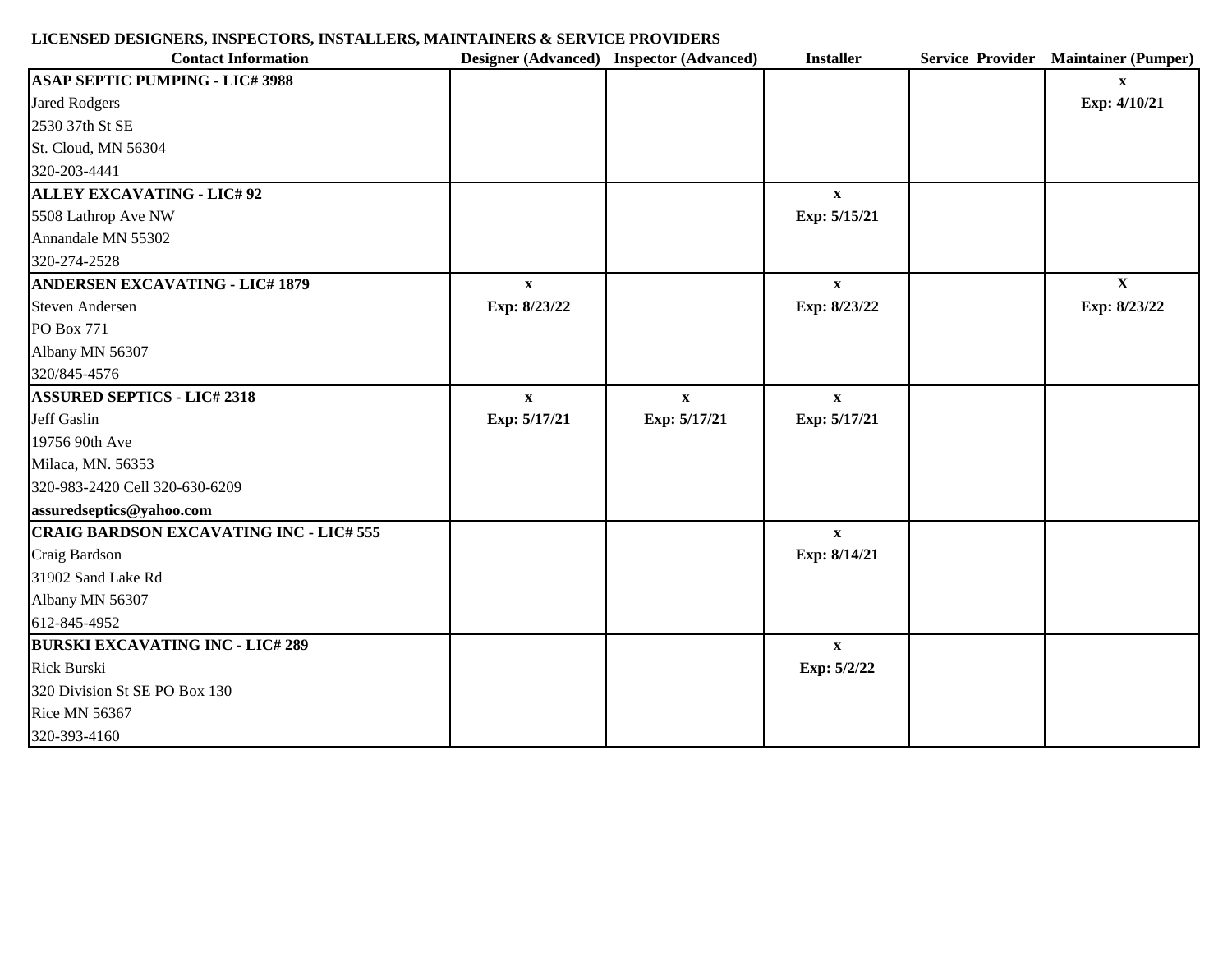**LICENSED DESIGNERS, INSPECTORS, INSTALLERS, MAINTAINERS & SERVICE PROVIDERS**

| Contact Information | Designer (Advanced) | Inspector (Advanced) | Installer | Service Provider | Maintainer (Pumper) |
|---|---|---|---|---|---|
| **ASAP SEPTIC PUMPING - LIC# 3988**<br>Jared Rodgers<br>2530 37th St SE<br>St. Cloud, MN 56304<br>320-203-4441 | | | | | **x**<br>**Exp: 4/10/21** |
| **ALLEY EXCAVATING - LIC# 92**<br>5508 Lathrop Ave NW<br>Annandale MN 55302<br>320-274-2528 | | | **x**<br>**Exp: 5/15/21** | | |
| **ANDERSEN EXCAVATING - LIC# 1879**<br>Steven Andersen<br>PO Box 771<br>Albany MN 56307<br>320/845-4576 | **x**<br>**Exp: 8/23/22** | | **x**<br>**Exp: 8/23/22** | | **X**<br>**Exp: 8/23/22** |
| **ASSURED SEPTICS - LIC# 2318**<br>Jeff Gaslin<br>19756 90th Ave<br>Milaca, MN. 56353<br>320-983-2420 Cell 320-630-6209<br>**assuredseptics@yahoo.com** | **x**<br>**Exp: 5/17/21** | **x**<br>**Exp: 5/17/21** | **x**<br>**Exp: 5/17/21** | | |
| **CRAIG BARDSON EXCAVATING INC - LIC# 555**<br>Craig Bardson<br>31902 Sand Lake Rd<br>Albany MN 56307<br>612-845-4952 | | | **x**<br>**Exp: 8/14/21** | | |
| **BURSKI EXCAVATING INC - LIC# 289**<br>Rick Burski<br>320 Division St SE PO Box 130<br>Rice MN 56367<br>320-393-4160 | | | **x**<br>**Exp: 5/2/22** | | |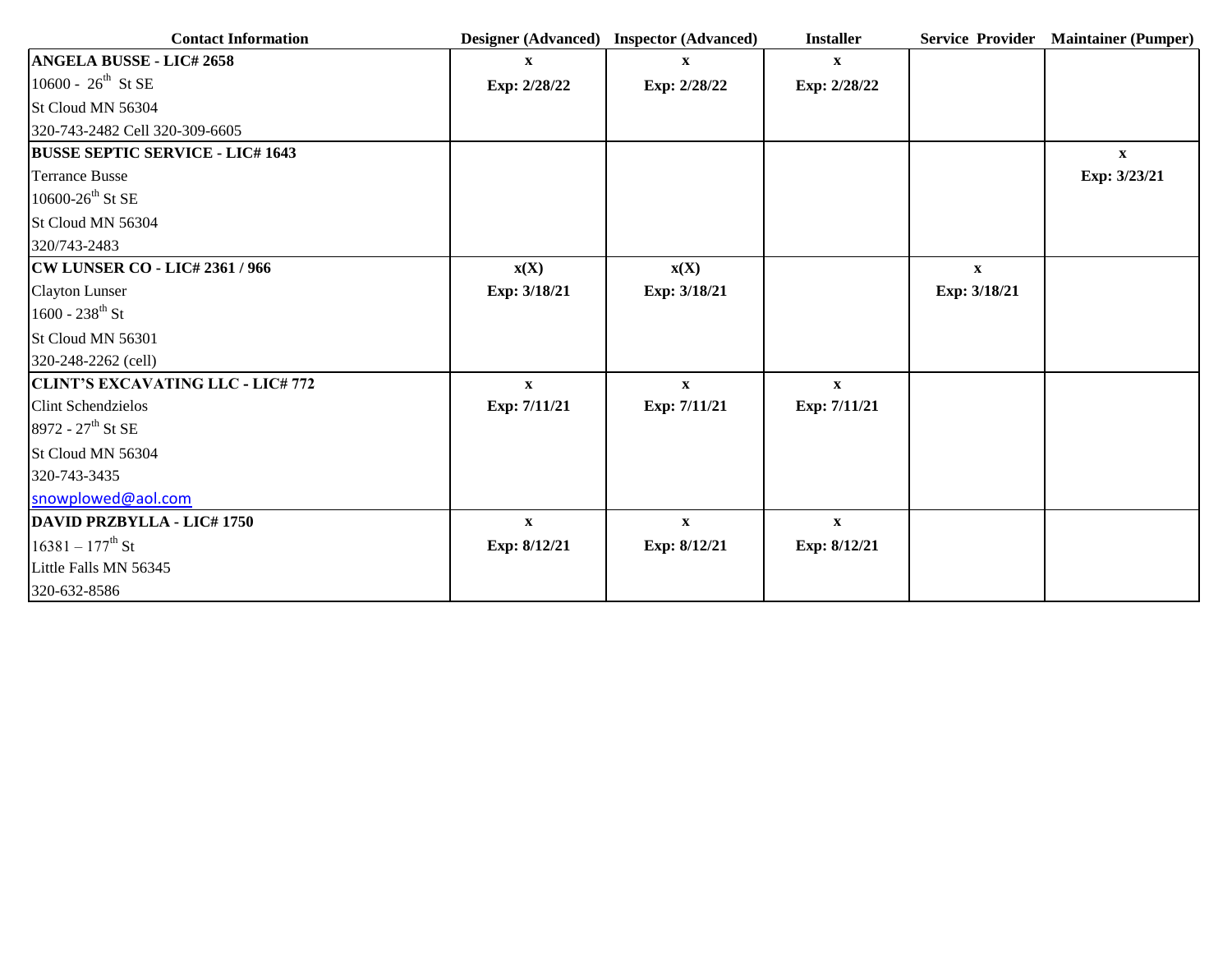| Contact Information | Designer (Advanced) | Inspector (Advanced) | Installer | Service Provider | Maintainer (Pumper) |
|---|---|---|---|---|---|
| **ANGELA BUSSE - LIC# 2658**<br>10600 - 26th St SE<br>St Cloud MN 56304<br>320-743-2482 Cell 320-309-6605 | **x**<br>**Exp: 2/28/22** | **x**<br>**Exp: 2/28/22** | **x**<br>**Exp: 2/28/22** | | |
| **BUSSE SEPTIC SERVICE - LIC# 1643**<br>Terrance Busse<br>10600-26th St SE<br>St Cloud MN 56304<br>320/743-2483 | | | | | **x**<br>**Exp: 3/23/21** |
| **CW LUNSER CO - LIC# 2361 / 966**<br>Clayton Lunser<br>1600 - 238th St<br>St Cloud MN 56301<br>320-248-2262 (cell) | **x(X)**<br>**Exp: 3/18/21** | **x(X)**<br>**Exp: 3/18/21** | | **x**<br>**Exp: 3/18/21** | |
| **CLINT'S EXCAVATING LLC - LIC# 772**<br>Clint Schendzielos<br>8972 - 27th St SE<br>St Cloud MN 56304<br>320-743-3435<br>snowplowed@aol.com | **x**<br>**Exp: 7/11/21** | **x**<br>**Exp: 7/11/21** | **x**<br>**Exp: 7/11/21** | | |
| **DAVID PRZBYLLA - LIC# 1750**<br>16381 – 177th St<br>Little Falls MN 56345<br>320-632-8586 | **x**<br>**Exp: 8/12/21** | **x**<br>**Exp: 8/12/21** | **x**<br>**Exp: 8/12/21** | | |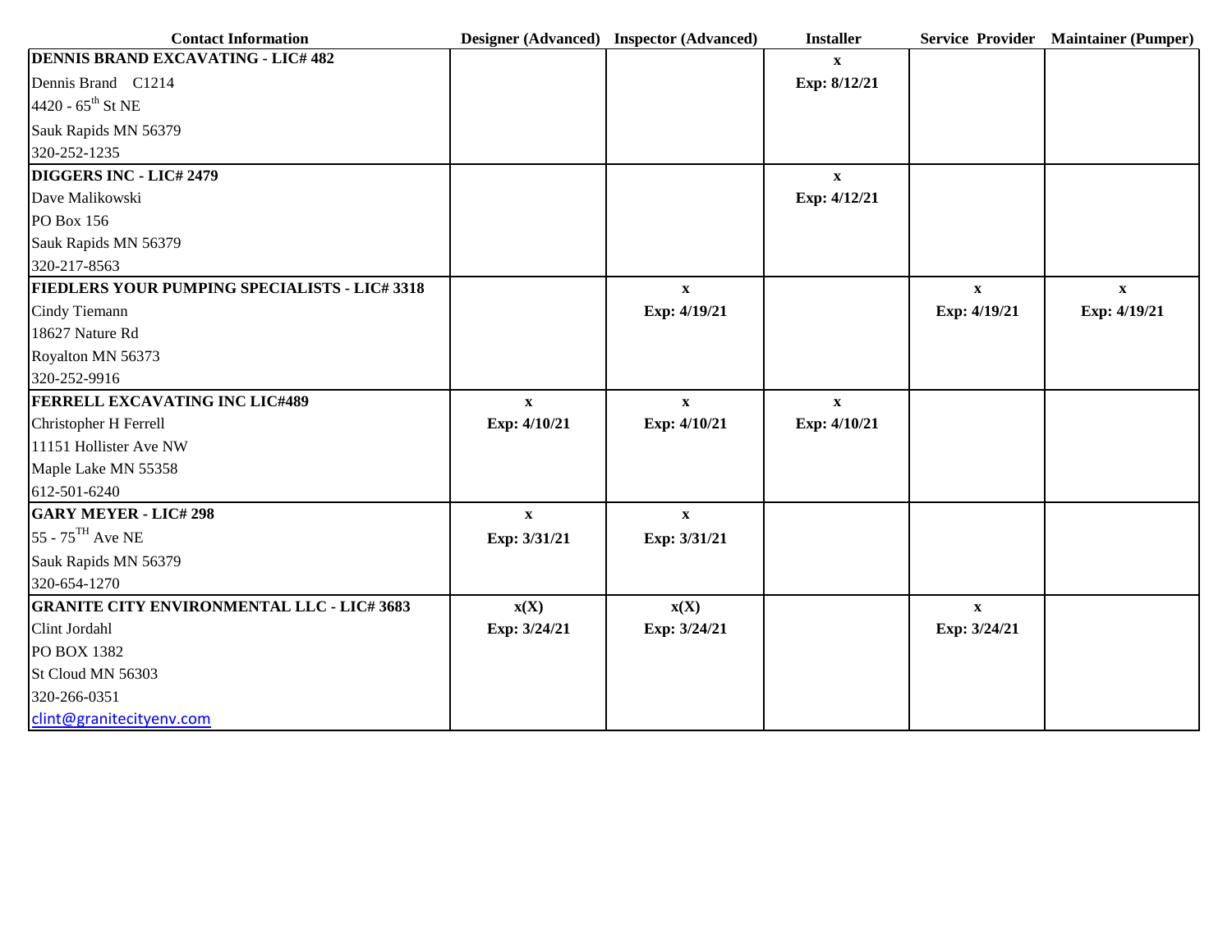| Contact Information | Designer (Advanced) | Inspector (Advanced) | Installer | Service Provider | Maintainer (Pumper) |
|---|---|---|---|---|---|
| **DENNIS BRAND EXCAVATING - LIC# 482**<br>Dennis Brand C1214<br>4420 - 65th St NE<br>Sauk Rapids MN 56379<br>320-252-1235 | | | **x**<br>**Exp: 8/12/21** | | |
| **DIGGERS INC - LIC# 2479**<br>Dave Malikowski<br>PO Box 156<br>Sauk Rapids MN 56379<br>320-217-8563 | | | **x**<br>**Exp: 4/12/21** | | |
| **FIEDLERS YOUR PUMPING SPECIALISTS - LIC# 3318**<br>Cindy Tiemann<br>18627 Nature Rd<br>Royalton MN 56373<br>320-252-9916 | | **x**<br>**Exp: 4/19/21** | | **x**<br>**Exp: 4/19/21** | **x**<br>**Exp: 4/19/21** |
| **FERRELL EXCAVATING INC LIC#489**<br>Christopher H Ferrell<br>11151 Hollister Ave NW<br>Maple Lake MN 55358<br>612-501-6240 | **x**<br>**Exp: 4/10/21** | **x**<br>**Exp: 4/10/21** | **x**<br>**Exp: 4/10/21** | | |
| **GARY MEYER - LIC# 298**<br>55 - 75TH Ave NE<br>Sauk Rapids MN 56379<br>320-654-1270 | **x**<br>**Exp: 3/31/21** | **x**<br>**Exp: 3/31/21** | | | |
| **GRANITE CITY ENVIRONMENTAL LLC - LIC# 3683**<br>Clint Jordahl<br>PO BOX 1382<br>St Cloud MN 56303<br>320-266-0351<br>clint@granitecityenv.com | **x(X)**<br>**Exp: 3/24/21** | **x(X)**<br>**Exp: 3/24/21** | | **x**<br>**Exp: 3/24/21** | |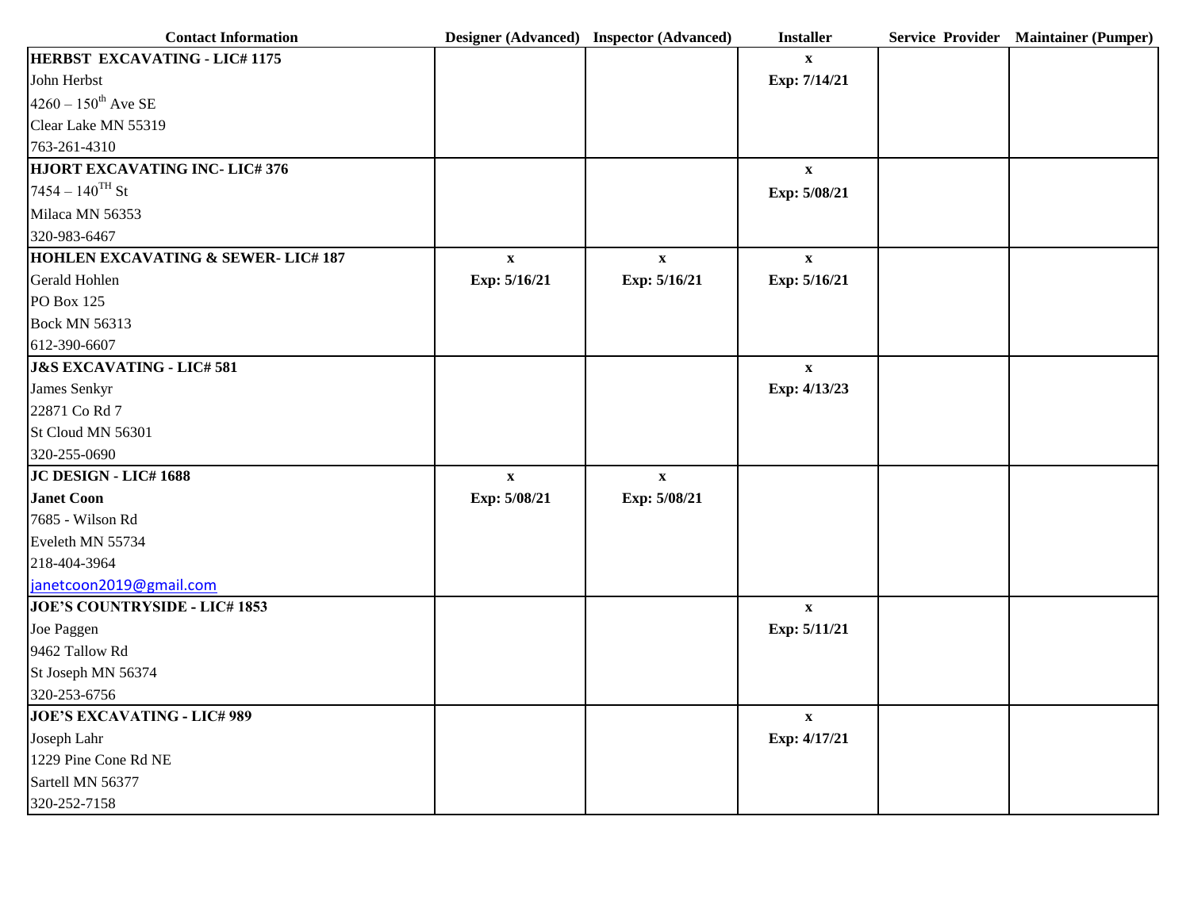| Contact Information | Designer (Advanced) | Inspector (Advanced) | Installer | Service Provider | Maintainer (Pumper) |
|---|---|---|---|---|---|
| **HERBST EXCAVATING - LIC# 1175**<br>John Herbst<br>4260 – 150th Ave SE<br>Clear Lake MN 55319<br>763-261-4310 | | | **x**<br>**Exp: 7/14/21** | | |
| **HJORT EXCAVATING INC- LIC# 376**<br>7454 – 140TH St<br>Milaca MN 56353<br>320-983-6467 | | | **x**<br>**Exp: 5/08/21** | | |
| **HOHLEN EXCAVATING & SEWER- LIC# 187**<br>Gerald Hohlen<br>PO Box 125<br>Bock MN 56313<br>612-390-6607 | **x**<br>**Exp: 5/16/21** | **x**<br>**Exp: 5/16/21** | **x**<br>**Exp: 5/16/21** | | |
| **J&S EXCAVATING - LIC# 581**<br>James Senkyr<br>22871 Co Rd 7<br>St Cloud MN 56301<br>320-255-0690 | | | **x**<br>**Exp: 4/13/23** | | |
| **JC DESIGN - LIC# 1688**<br>**Janet Coon**<br>7685 - Wilson Rd<br>Eveleth MN 55734<br>218-404-3964<br>janetcoon2019@gmail.com | **x**<br>**Exp: 5/08/21** | **x**<br>**Exp: 5/08/21** | | | |
| **JOE'S COUNTRYSIDE - LIC# 1853**<br>Joe Paggen<br>9462 Tallow Rd<br>St Joseph MN 56374<br>320-253-6756 | | | **x**<br>**Exp: 5/11/21** | | |
| **JOE'S EXCAVATING - LIC# 989**<br>Joseph Lahr<br>1229 Pine Cone Rd NE<br>Sartell MN 56377<br>320-252-7158 | | | **x**<br>**Exp: 4/17/21** | | |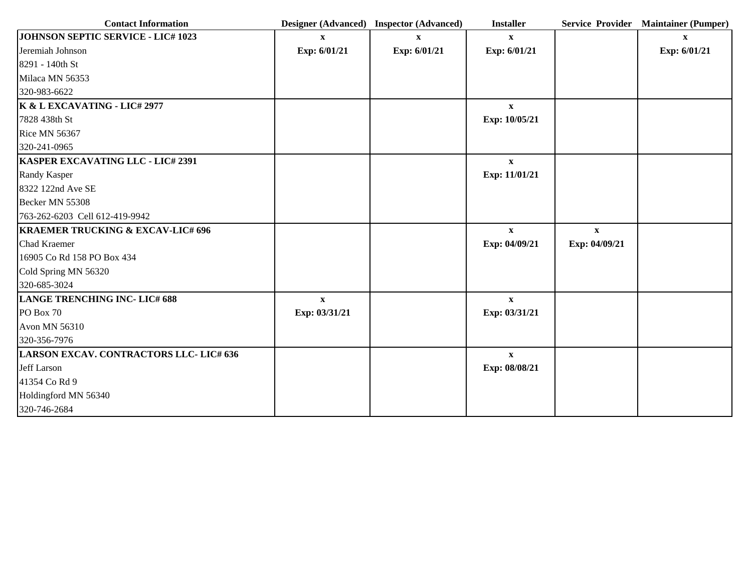| Contact Information | Designer (Advanced) | Inspector (Advanced) | Installer | Service Provider | Maintainer (Pumper) |
|---|---|---|---|---|---|
| **JOHNSON SEPTIC SERVICE - LIC# 1023**<br>Jeremiah Johnson<br>8291 - 140th St<br>Milaca MN 56353<br>320-983-6622 | **x**<br>**Exp: 6/01/21** | **x**<br>**Exp: 6/01/21** | **x**<br>**Exp: 6/01/21** | | **x**<br>**Exp: 6/01/21** |
| **K & L EXCAVATING - LIC# 2977**<br>7828 438th St<br>Rice MN 56367<br>320-241-0965 | | | **x**<br>**Exp: 10/05/21** | | |
| **KASPER EXCAVATING LLC - LIC# 2391**<br>Randy Kasper<br>8322 122nd Ave SE<br>Becker MN 55308<br>763-262-6203 Cell 612-419-9942 | | | **x**<br>**Exp: 11/01/21** | | |
| **KRAEMER TRUCKING & EXCAV-LIC# 696**<br>Chad Kraemer<br>16905 Co Rd 158 PO Box 434<br>Cold Spring MN 56320<br>320-685-3024 | | | **x**<br>**Exp: 04/09/21** | **x**<br>**Exp: 04/09/21** | |
| **LANGE TRENCHING INC- LIC# 688**<br>PO Box 70<br>Avon MN 56310<br>320-356-7976 | **x**<br>**Exp: 03/31/21** | | **x**<br>**Exp: 03/31/21** | | |
| **LARSON EXCAV. CONTRACTORS LLC- LIC# 636**<br>Jeff Larson<br>41354 Co Rd 9<br>Holdingford MN 56340<br>320-746-2684 | | | **x**<br>**Exp: 08/08/21** | | |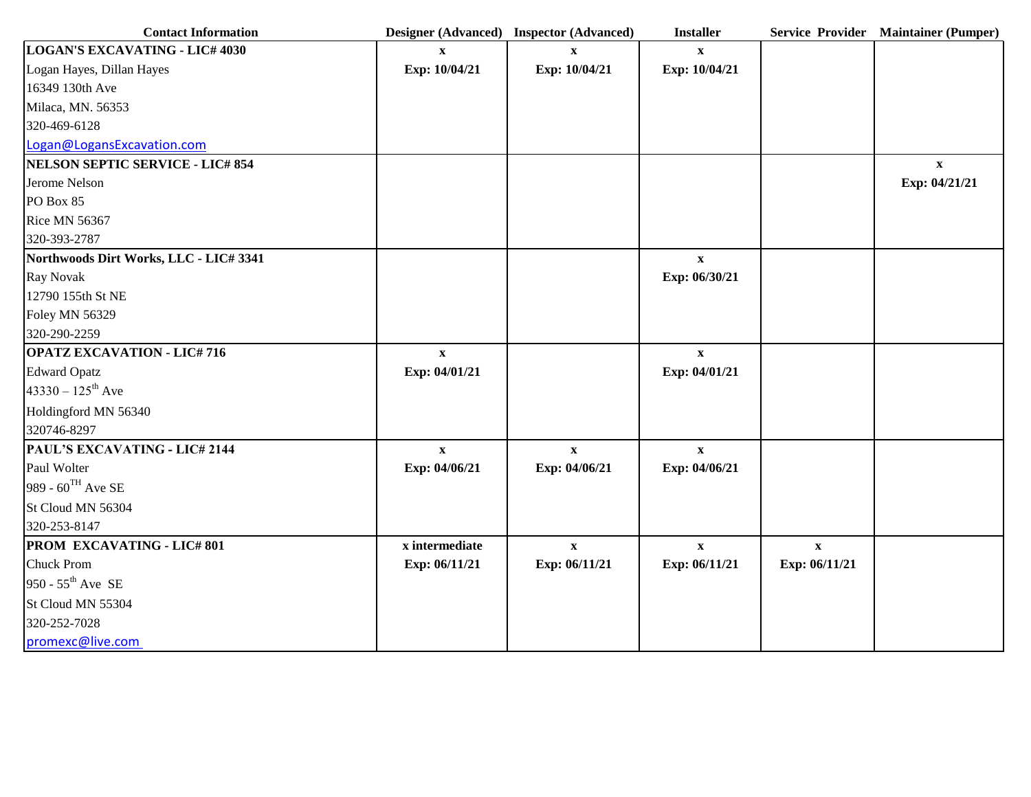| Contact Information | Designer (Advanced) | Inspector (Advanced) | Installer | Service Provider | Maintainer (Pumper) |
|---|---|---|---|---|---|
| **LOGAN'S EXCAVATING - LIC# 4030** | **x** | **x** | **x** | | |
| Logan Hayes, Dillan Hayes | **Exp: 10/04/21** | **Exp: 10/04/21** | **Exp: 10/04/21** | | |
| 16349 130th Ave | | | | | |
| Milaca, MN. 56353 | | | | | |
| 320-469-6128 | | | | | |
| Logan@LogansExcavation.com | | | | | |
| **NELSON SEPTIC SERVICE - LIC# 854** | | | | | **x** |
| Jerome Nelson | | | | | **Exp: 04/21/21** |
| PO Box 85 | | | | | |
| Rice MN 56367 | | | | | |
| 320-393-2787 | | | | | |
| **Northwoods Dirt Works, LLC - LIC# 3341** | | | **x** | | |
| Ray Novak | | | **Exp: 06/30/21** | | |
| 12790 155th St NE | | | | | |
| Foley MN 56329 | | | | | |
| 320-290-2259 | | | | | |
| **OPATZ EXCAVATION - LIC# 716** | **x** | | **x** | | |
| Edward Opatz | **Exp: 04/01/21** | | **Exp: 04/01/21** | | |
| 43330 – 125th Ave | | | | | |
| Holdingford MN 56340 | | | | | |
| 320746-8297 | | | | | |
| **PAUL'S EXCAVATING - LIC# 2144** | **x** | **x** | **x** | | |
| Paul Wolter | **Exp: 04/06/21** | **Exp: 04/06/21** | **Exp: 04/06/21** | | |
| 989 - 60TH Ave SE | | | | | |
| St Cloud MN 56304 | | | | | |
| 320-253-8147 | | | | | |
| **PROM EXCAVATING - LIC# 801** | **x intermediate** | **x** | **x** | **x** | |
| Chuck Prom | **Exp: 06/11/21** | **Exp: 06/11/21** | **Exp: 06/11/21** | **Exp: 06/11/21** | |
| 950 - 55th Ave SE | | | | | |
| St Cloud MN 55304 | | | | | |
| 320-252-7028 | | | | | |
| promexc@live.com | | | | | |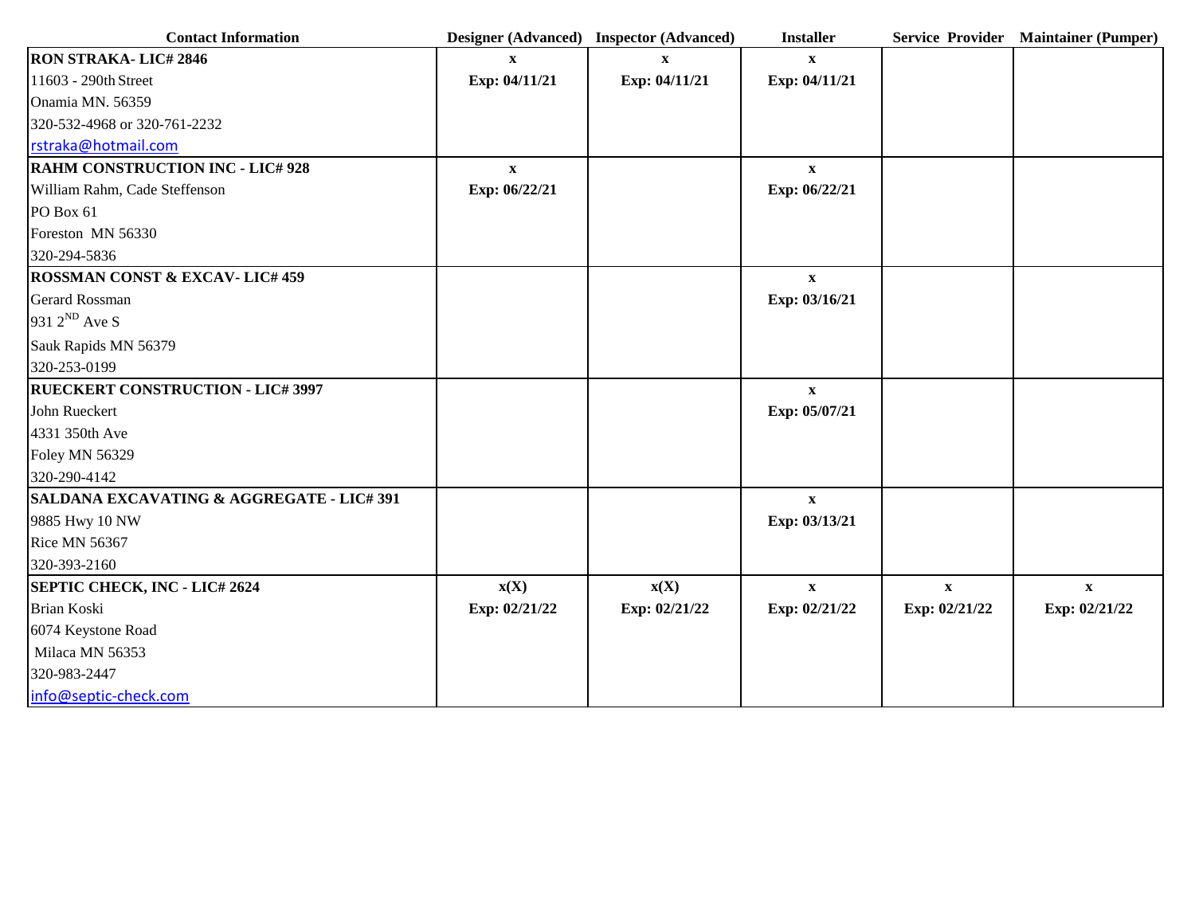| Contact Information | Designer (Advanced) | Inspector (Advanced) | Installer | Service Provider | Maintainer (Pumper) |
|---|---|---|---|---|---|
| **RON STRAKA- LIC# 2846**<br>11603 - 290th Street<br>Onamia MN. 56359<br>320-532-4968 or 320-761-2232<br>rstraka@hotmail.com | **x**<br>**Exp: 04/11/21** | **x**<br>**Exp: 04/11/21** | **x**<br>**Exp: 04/11/21** | | |
| **RAHM CONSTRUCTION INC - LIC# 928**<br>William Rahm, Cade Steffenson<br>PO Box 61<br>Foreston MN 56330<br>320-294-5836 | **x**<br>**Exp: 06/22/21** | | **x**<br>**Exp: 06/22/21** | | |
| **ROSSMAN CONST & EXCAV- LIC# 459**<br>Gerard Rossman<br>931 2ND Ave S<br>Sauk Rapids MN 56379<br>320-253-0199 | | | **x**<br>**Exp: 03/16/21** | | |
| **RUECKERT CONSTRUCTION - LIC# 3997**<br>John Rueckert<br>4331 350th Ave<br>Foley MN 56329<br>320-290-4142 | | | **x**<br>**Exp: 05/07/21** | | |
| **SALDANA EXCAVATING & AGGREGATE - LIC# 391**<br>9885 Hwy 10 NW<br>Rice MN 56367<br>320-393-2160 | | | **x**<br>**Exp: 03/13/21** | | |
| **SEPTIC CHECK, INC - LIC# 2624**<br>Brian Koski<br>6074 Keystone Road<br>Milaca MN 56353<br>320-983-2447<br>info@septic-check.com | **x(X)**<br>**Exp: 02/21/22** | **x(X)**<br>**Exp: 02/21/22** | **x**<br>**Exp: 02/21/22** | **x**<br>**Exp: 02/21/22** | **x**<br>**Exp: 02/21/22** |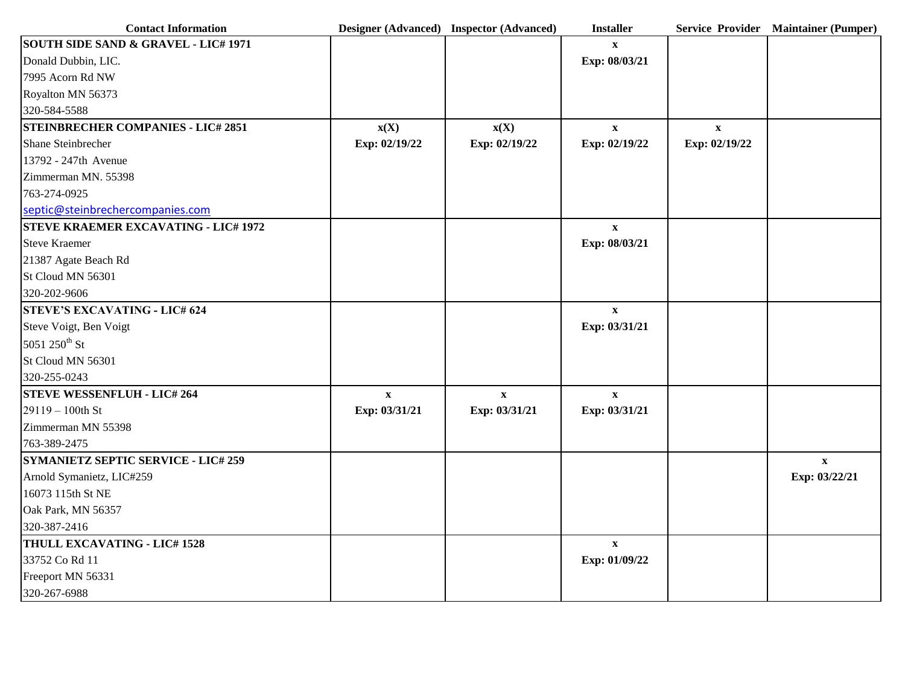| Contact Information | Designer (Advanced) | Inspector (Advanced) | Installer | Service Provider | Maintainer (Pumper) |
|---|---|---|---|---|---|
| **SOUTH SIDE SAND & GRAVEL - LIC# 1971**<br>Donald Dubbin, LIC.<br>7995 Acorn Rd NW<br>Royalton MN 56373<br>320-584-5588 | | | **x**<br>**Exp: 08/03/21** | | |
| **STEINBRECHER COMPANIES - LIC# 2851**<br>Shane Steinbrecher<br>13792 - 247th Avenue<br>Zimmerman MN. 55398<br>763-274-0925<br>septic@steinbrechercompanies.com | **x(X)**<br>**Exp: 02/19/22** | **x(X)**<br>**Exp: 02/19/22** | **x**<br>**Exp: 02/19/22** | **x**<br>**Exp: 02/19/22** | |
| **STEVE KRAEMER EXCAVATING - LIC# 1972**<br>Steve Kraemer<br>21387 Agate Beach Rd<br>St Cloud MN 56301<br>320-202-9606 | | | **x**<br>**Exp: 08/03/21** | | |
| **STEVE'S EXCAVATING - LIC# 624**<br>Steve Voigt, Ben Voigt<br>5051 250th St<br>St Cloud MN 56301<br>320-255-0243 | | | **x**<br>**Exp: 03/31/21** | | |
| **STEVE WESSENFLUH - LIC# 264**<br>29119 – 100th St<br>Zimmerman MN 55398<br>763-389-2475 | **x**<br>**Exp: 03/31/21** | **x**<br>**Exp: 03/31/21** | **x**<br>**Exp: 03/31/21** | | |
| **SYMANIETZ SEPTIC SERVICE - LIC# 259**<br>Arnold Symanietz, LIC#259<br>16073 115th St NE<br>Oak Park, MN 56357<br>320-387-2416 | | | | | **x**<br>**Exp: 03/22/21** |
| **THULL EXCAVATING - LIC# 1528**<br>33752 Co Rd 11<br>Freeport MN 56331<br>320-267-6988 | | | **x**<br>**Exp: 01/09/22** | | |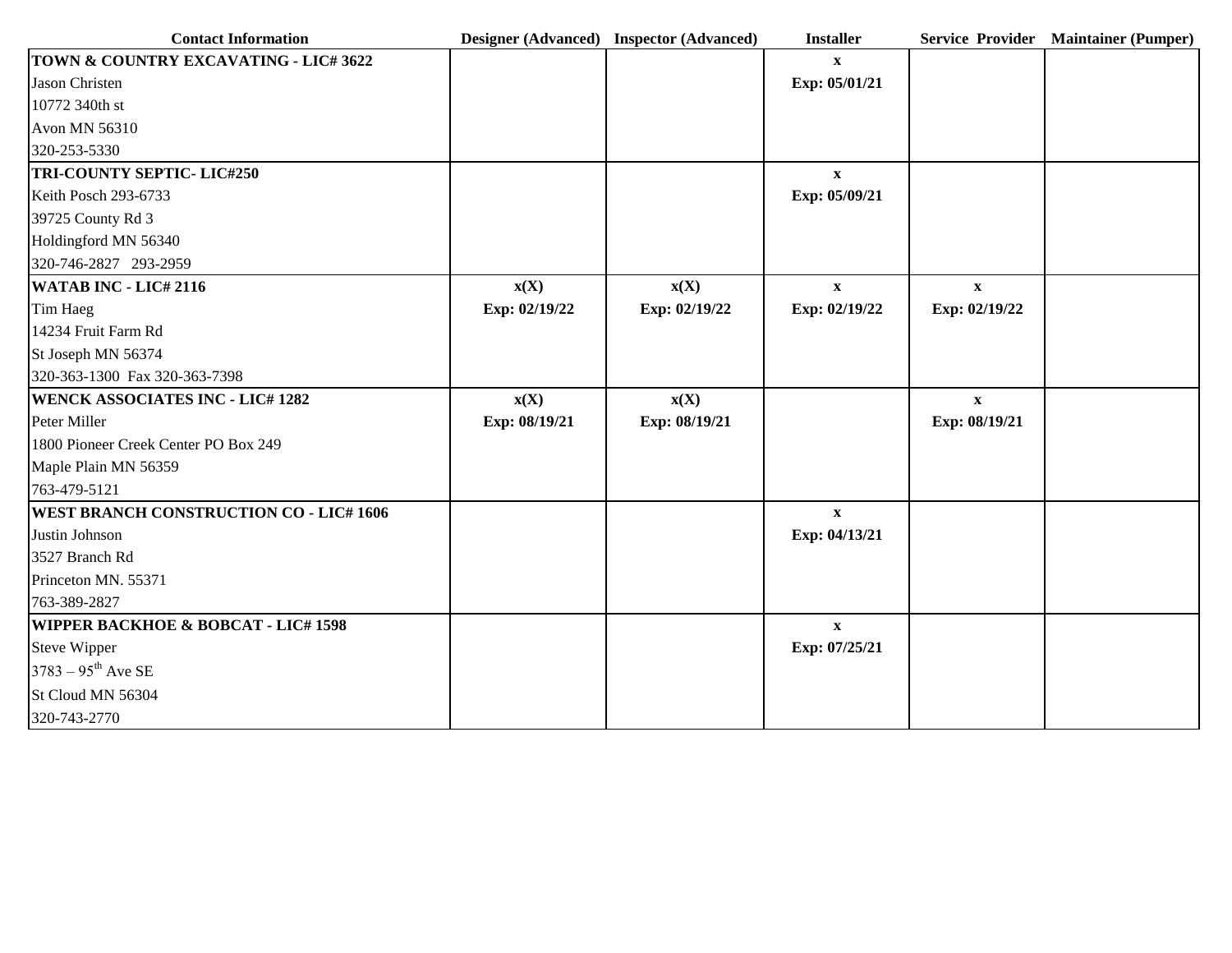| Contact Information | Designer (Advanced) | Inspector (Advanced) | Installer | Service Provider | Maintainer (Pumper) |
|---|---|---|---|---|---|
| **TOWN & COUNTRY EXCAVATING - LIC# 3622**<br>Jason Christen<br>10772 340th st<br>Avon MN 56310<br>320-253-5330 | | | **x**<br>**Exp: 05/01/21** | | |
| **TRI-COUNTY SEPTIC- LIC#250**<br>Keith Posch 293-6733<br>39725 County Rd 3<br>Holdingford MN 56340<br>320-746-2827 293-2959 | | | **x**<br>**Exp: 05/09/21** | | |
| **WATAB INC - LIC# 2116**<br>Tim Haeg<br>14234 Fruit Farm Rd<br>St Joseph MN 56374<br>320-363-1300 Fax 320-363-7398 | **x(X)**<br>**Exp: 02/19/22** | **x(X)**<br>**Exp: 02/19/22** | **x**<br>**Exp: 02/19/22** | **x**<br>**Exp: 02/19/22** | |
| **WENCK ASSOCIATES INC - LIC# 1282**<br>Peter Miller<br>1800 Pioneer Creek Center PO Box 249<br>Maple Plain MN 56359<br>763-479-5121 | **x(X)**<br>**Exp: 08/19/21** | **x(X)**<br>**Exp: 08/19/21** | | **x**<br>**Exp: 08/19/21** | |
| **WEST BRANCH CONSTRUCTION CO - LIC# 1606**<br>Justin Johnson<br>3527 Branch Rd<br>Princeton MN. 55371<br>763-389-2827 | | | **x**<br>**Exp: 04/13/21** | | |
| **WIPPER BACKHOE & BOBCAT - LIC# 1598**<br>Steve Wipper<br>3783 – 95th Ave SE<br>St Cloud MN 56304<br>320-743-2770 | | | **x**<br>**Exp: 07/25/21** | | |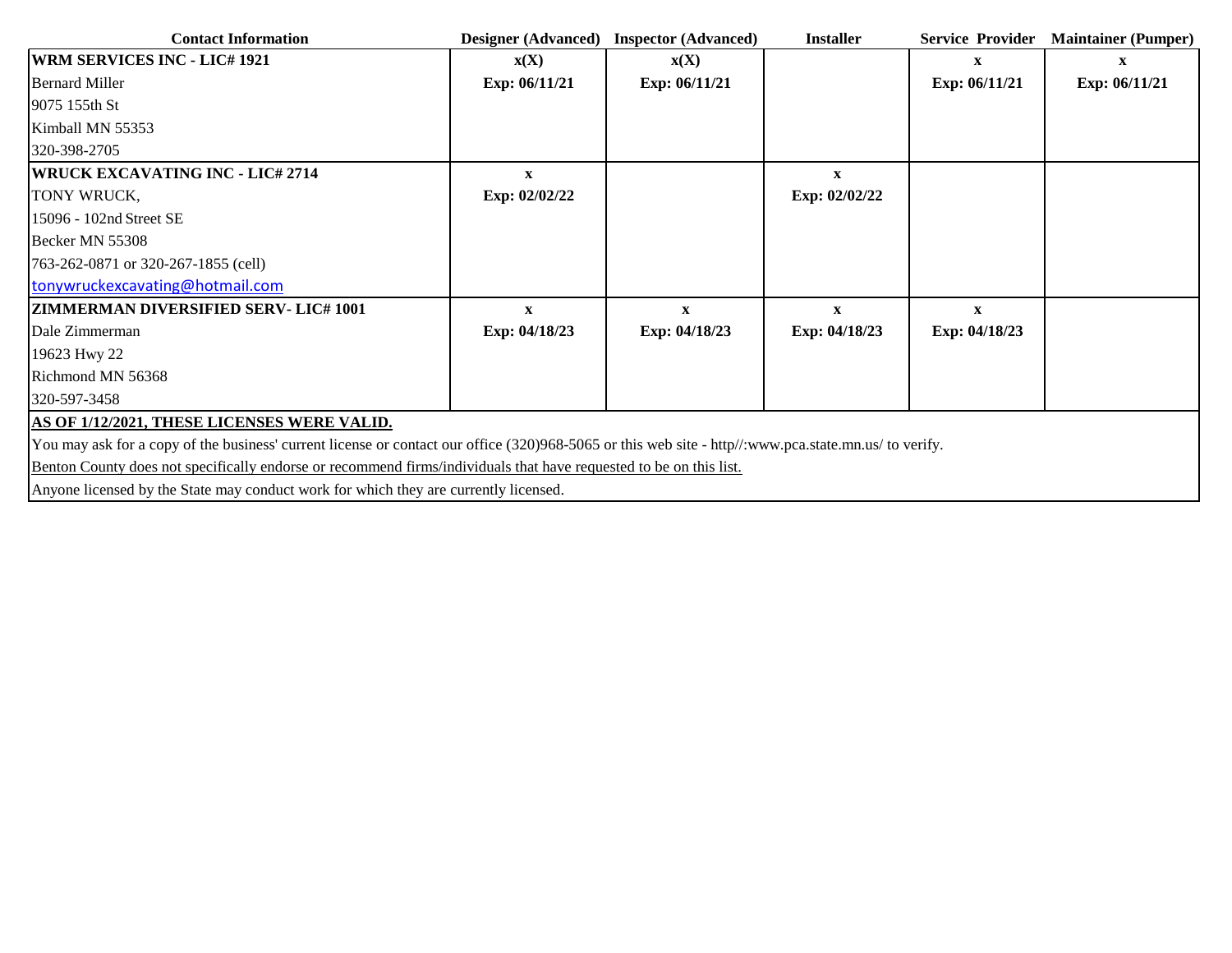| Contact Information | Designer (Advanced) | Inspector (Advanced) | Installer | Service Provider | Maintainer (Pumper) |
|---|---|---|---|---|---|
| **WRM SERVICES INC - LIC# 1921** | **x(X)** | **x(X)** | | **x** | **x** |
| Bernard Miller | **Exp: 06/11/21** | **Exp: 06/11/21** | | **Exp: 06/11/21** | **Exp: 06/11/21** |
| 9075 155th St | | | | | |
| Kimball MN 55353 | | | | | |
| 320-398-2705 | | | | | |
| **WRUCK EXCAVATING INC - LIC# 2714** | **x** | | **x** | | |
| TONY WRUCK, | **Exp: 02/02/22** | | **Exp: 02/02/22** | | |
| 15096 - 102nd Street SE | | | | | |
| Becker MN 55308 | | | | | |
| 763-262-0871 or 320-267-1855 (cell) | | | | | |
| tonywruckexcavating@hotmail.com | | | | | |
| **ZIMMERMAN DIVERSIFIED SERV- LIC# 1001** | **x** | **x** | **x** | **x** | |
| Dale Zimmerman | **Exp: 04/18/23** | **Exp: 04/18/23** | **Exp: 04/18/23** | **Exp: 04/18/23** | |
| 19623 Hwy 22 | | | | | |
| Richmond MN 56368 | | | | | |
| 320-597-3458 | | | | | |

**AS OF 1/12/2021, THESE LICENSES WERE VALID.**

You may ask for a copy of the business' current license or contact our office (320)968-5065 or this web site - http//:www.pca.state.mn.us/ to verify.

Benton County does not specifically endorse or recommend firms/individuals that have requested to be on this list.

Anyone licensed by the State may conduct work for which they are currently licensed.